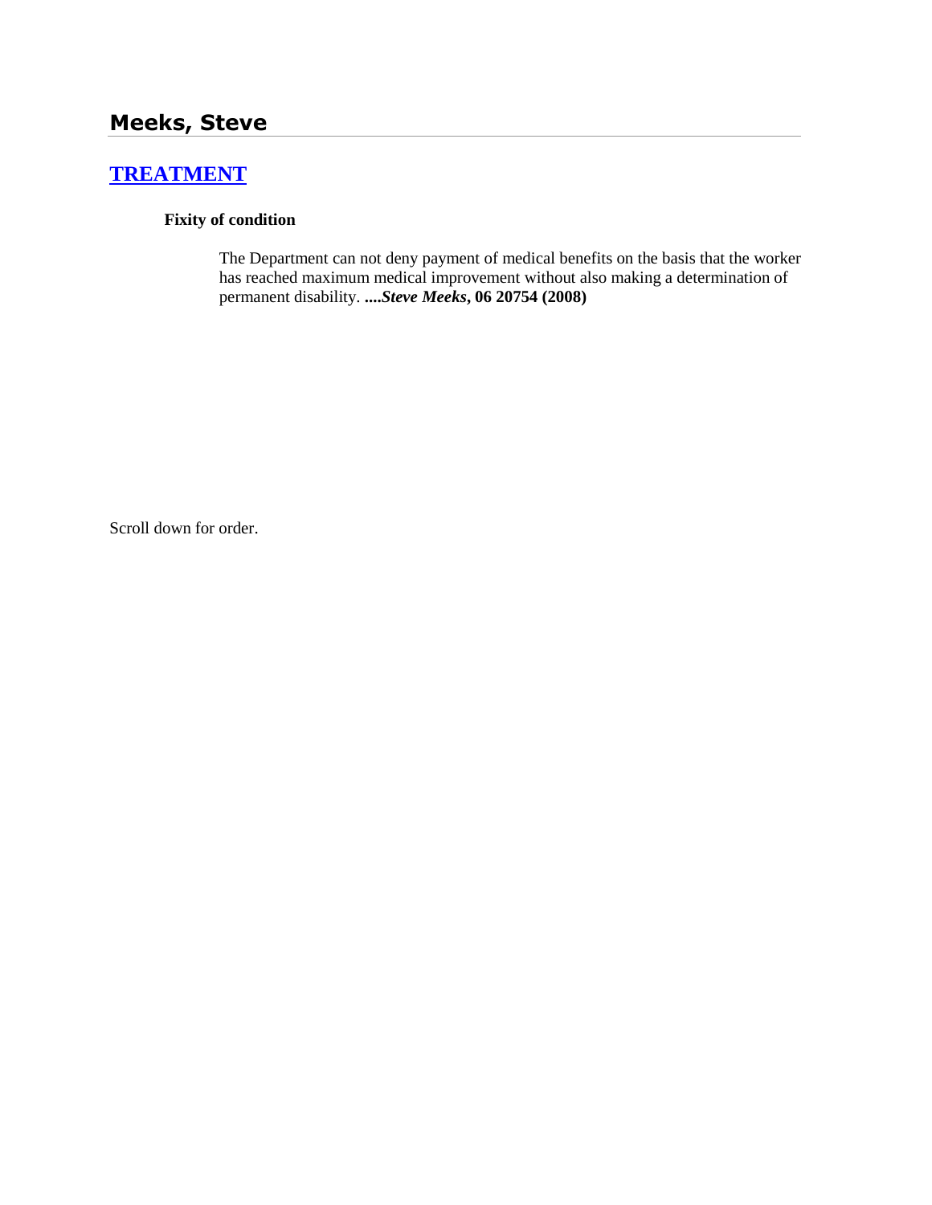## Meeks, Steve

### [TREATMENT]

**Fixity of condition**

The Department can not deny payment of medical benefits on the basis that the worker has reached maximum medical improvement without also making a determination of permanent disability. ****....Steve Meeks*, 06 20754 (2008)**

Scroll down for order.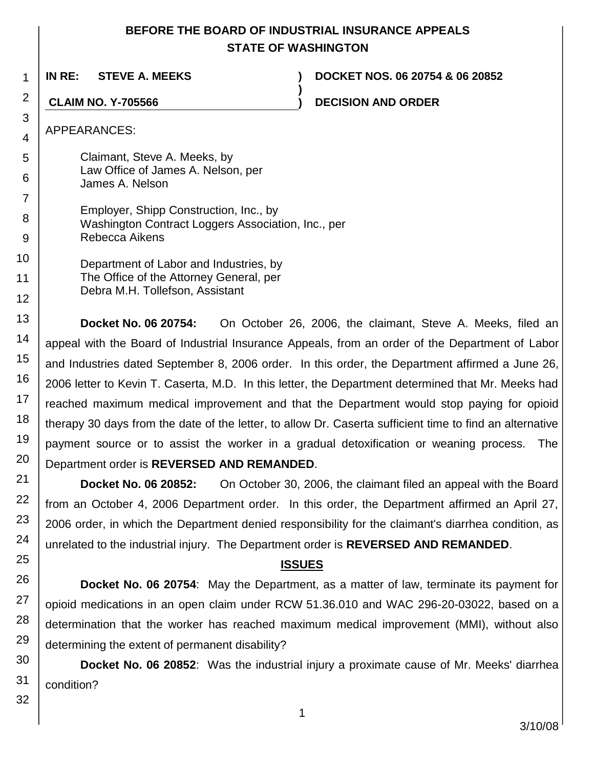**BEFORE THE BOARD OF INDUSTRIAL INSURANCE APPEALS**
**STATE OF WASHINGTON**

| | | |
|---|---|---|
| **IN RE: STEVE A. MEEKS** | **)** | **DOCKET NOS. 06 20754 & 06 20852** |
| | **)** | |
| **CLAIM NO. Y-705566** | **)** | **DECISION AND ORDER** |

APPEARANCES:

Claimant, Steve A. Meeks, by
Law Office of James A. Nelson, per
James A. Nelson

Employer, Shipp Construction, Inc., by
Washington Contract Loggers Association, Inc., per
Rebecca Aikens

Department of Labor and Industries, by
The Office of the Attorney General, per
Debra M.H. Tollefson, Assistant

**Docket No. 06 20754:** On October 26, 2006, the claimant, Steve A. Meeks, filed an appeal with the Board of Industrial Insurance Appeals, from an order of the Department of Labor and Industries dated September 8, 2006 order. In this order, the Department affirmed a June 26, 2006 letter to Kevin T. Caserta, M.D. In this letter, the Department determined that Mr. Meeks had reached maximum medical improvement and that the Department would stop paying for opioid therapy 30 days from the date of the letter, to allow Dr. Caserta sufficient time to find an alternative payment source or to assist the worker in a gradual detoxification or weaning process. The Department order is **REVERSED AND REMANDED**.

**Docket No. 06 20852:** On October 30, 2006, the claimant filed an appeal with the Board from an October 4, 2006 Department order. In this order, the Department affirmed an April 27, 2006 order, in which the Department denied responsibility for the claimant's diarrhea condition, as unrelated to the industrial injury. The Department order is **REVERSED AND REMANDED**.

## ISSUES

**Docket No. 06 20754**: May the Department, as a matter of law, terminate its payment for opioid medications in an open claim under RCW 51.36.010 and WAC 296-20-03022, based on a determination that the worker has reached maximum medical improvement (MMI), without also determining the extent of permanent disability?

**Docket No. 06 20852**: Was the industrial injury a proximate cause of Mr. Meeks' diarrhea condition?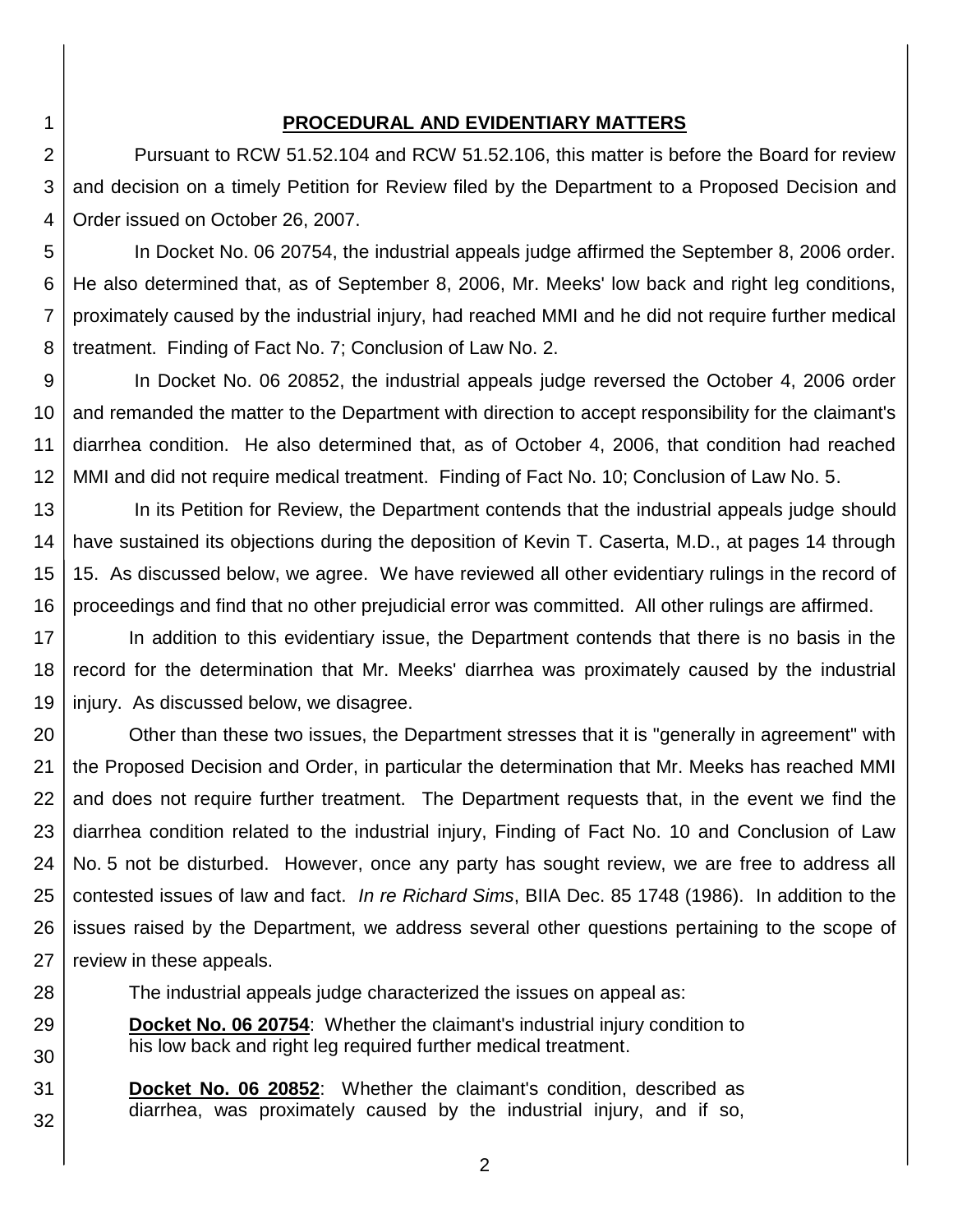## PROCEDURAL AND EVIDENTIARY MATTERS

Pursuant to RCW 51.52.104 and RCW 51.52.106, this matter is before the Board for review and decision on a timely Petition for Review filed by the Department to a Proposed Decision and Order issued on October 26, 2007.

In Docket No. 06 20754, the industrial appeals judge affirmed the September 8, 2006 order. He also determined that, as of September 8, 2006, Mr. Meeks' low back and right leg conditions, proximately caused by the industrial injury, had reached MMI and he did not require further medical treatment. Finding of Fact No. 7; Conclusion of Law No. 2.

In Docket No. 06 20852, the industrial appeals judge reversed the October 4, 2006 order and remanded the matter to the Department with direction to accept responsibility for the claimant's diarrhea condition. He also determined that, as of October 4, 2006, that condition had reached MMI and did not require medical treatment. Finding of Fact No. 10; Conclusion of Law No. 5.

In its Petition for Review, the Department contends that the industrial appeals judge should have sustained its objections during the deposition of Kevin T. Caserta, M.D., at pages 14 through 15. As discussed below, we agree. We have reviewed all other evidentiary rulings in the record of proceedings and find that no other prejudicial error was committed. All other rulings are affirmed.

In addition to this evidentiary issue, the Department contends that there is no basis in the record for the determination that Mr. Meeks' diarrhea was proximately caused by the industrial injury. As discussed below, we disagree.

Other than these two issues, the Department stresses that it is "generally in agreement" with the Proposed Decision and Order, in particular the determination that Mr. Meeks has reached MMI and does not require further treatment. The Department requests that, in the event we find the diarrhea condition related to the industrial injury, Finding of Fact No. 10 and Conclusion of Law No. 5 not be disturbed. However, once any party has sought review, we are free to address all contested issues of law and fact. *In re Richard Sims*, BIIA Dec. 85 1748 (1986). In addition to the issues raised by the Department, we address several other questions pertaining to the scope of review in these appeals.

The industrial appeals judge characterized the issues on appeal as:

> **Docket No. 06 20754**: Whether the claimant's industrial injury condition to his low back and right leg required further medical treatment.
>
> **Docket No. 06 20852**: Whether the claimant's condition, described as diarrhea, was proximately caused by the industrial injury, and if so,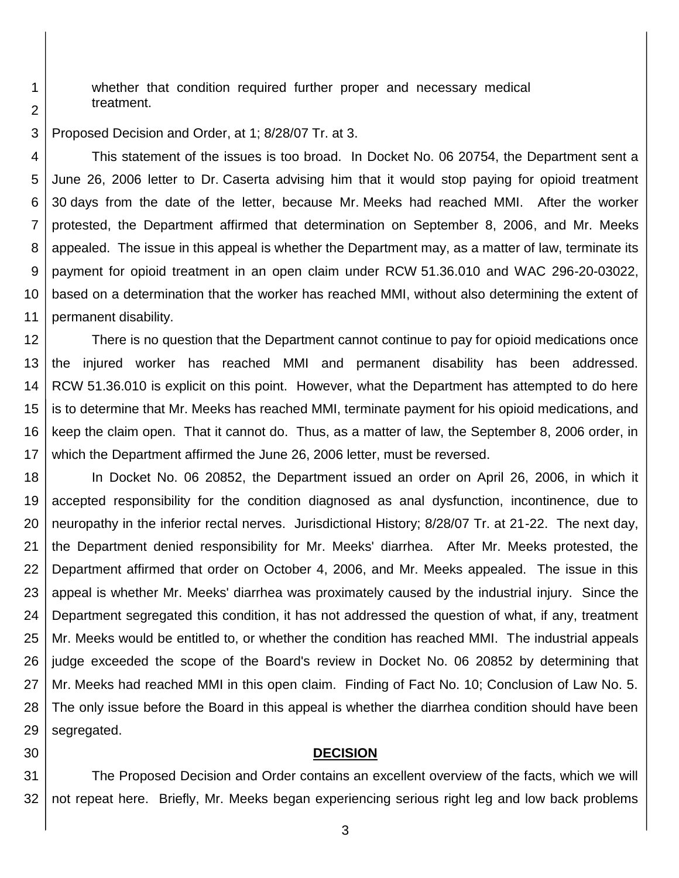whether that condition required further proper and necessary medical treatment.

Proposed Decision and Order, at 1; 8/28/07 Tr. at 3.

This statement of the issues is too broad. In Docket No. 06 20754, the Department sent a June 26, 2006 letter to Dr. Caserta advising him that it would stop paying for opioid treatment 30 days from the date of the letter, because Mr. Meeks had reached MMI. After the worker protested, the Department affirmed that determination on September 8, 2006, and Mr. Meeks appealed. The issue in this appeal is whether the Department may, as a matter of law, terminate its payment for opioid treatment in an open claim under RCW 51.36.010 and WAC 296-20-03022, based on a determination that the worker has reached MMI, without also determining the extent of permanent disability.

There is no question that the Department cannot continue to pay for opioid medications once the injured worker has reached MMI and permanent disability has been addressed. RCW 51.36.010 is explicit on this point. However, what the Department has attempted to do here is to determine that Mr. Meeks has reached MMI, terminate payment for his opioid medications, and keep the claim open. That it cannot do. Thus, as a matter of law, the September 8, 2006 order, in which the Department affirmed the June 26, 2006 letter, must be reversed.

In Docket No. 06 20852, the Department issued an order on April 26, 2006, in which it accepted responsibility for the condition diagnosed as anal dysfunction, incontinence, due to neuropathy in the inferior rectal nerves. Jurisdictional History; 8/28/07 Tr. at 21-22. The next day, the Department denied responsibility for Mr. Meeks' diarrhea. After Mr. Meeks protested, the Department affirmed that order on October 4, 2006, and Mr. Meeks appealed. The issue in this appeal is whether Mr. Meeks' diarrhea was proximately caused by the industrial injury. Since the Department segregated this condition, it has not addressed the question of what, if any, treatment Mr. Meeks would be entitled to, or whether the condition has reached MMI. The industrial appeals judge exceeded the scope of the Board's review in Docket No. 06 20852 by determining that Mr. Meeks had reached MMI in this open claim. Finding of Fact No. 10; Conclusion of Law No. 5. The only issue before the Board in this appeal is whether the diarrhea condition should have been segregated.

## **DECISION**

The Proposed Decision and Order contains an excellent overview of the facts, which we will not repeat here. Briefly, Mr. Meeks began experiencing serious right leg and low back problems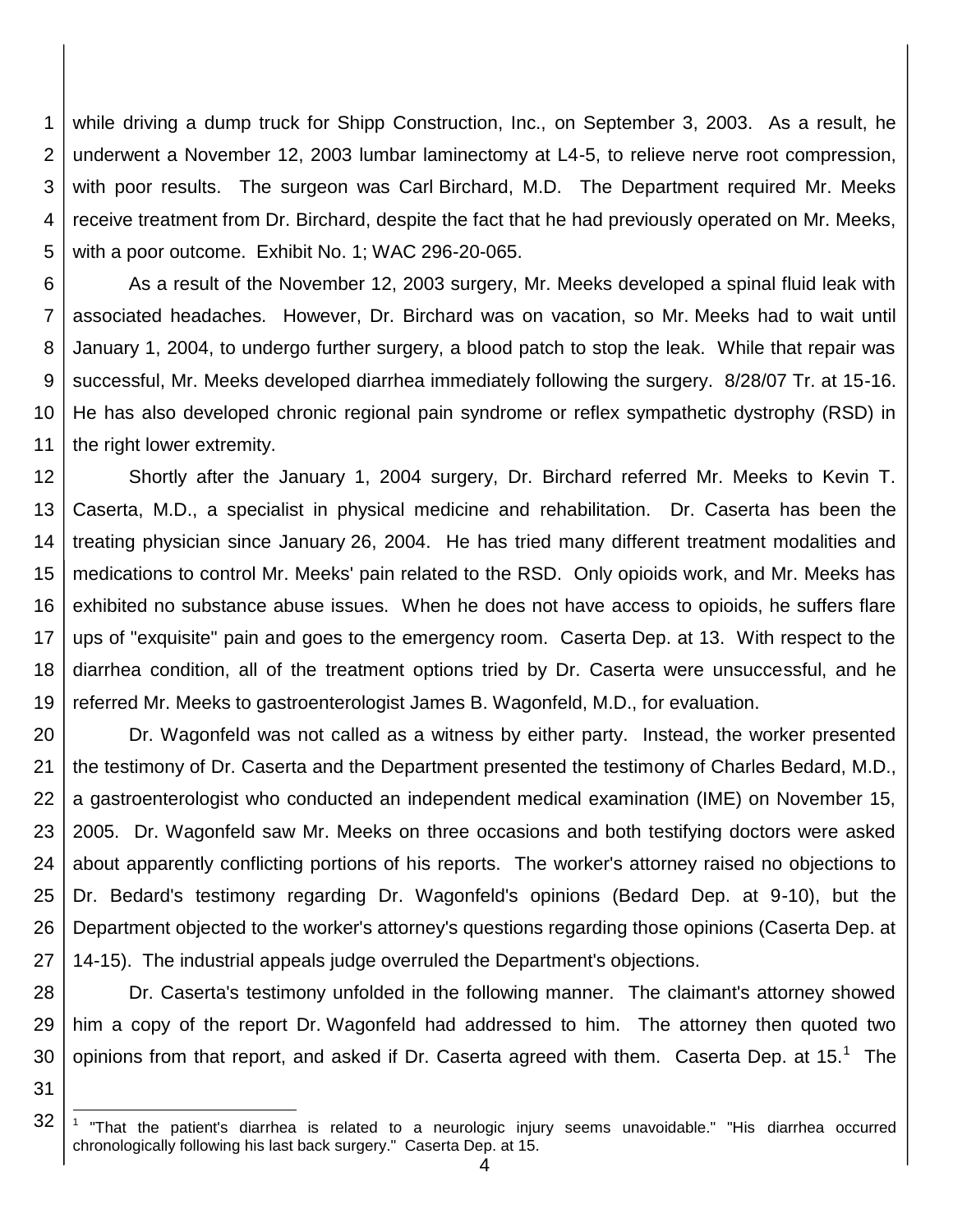while driving a dump truck for Shipp Construction, Inc., on September 3, 2003. As a result, he underwent a November 12, 2003 lumbar laminectomy at L4-5, to relieve nerve root compression, with poor results. The surgeon was Carl Birchard, M.D. The Department required Mr. Meeks receive treatment from Dr. Birchard, despite the fact that he had previously operated on Mr. Meeks, with a poor outcome. Exhibit No. 1; WAC 296-20-065.

As a result of the November 12, 2003 surgery, Mr. Meeks developed a spinal fluid leak with associated headaches. However, Dr. Birchard was on vacation, so Mr. Meeks had to wait until January 1, 2004, to undergo further surgery, a blood patch to stop the leak. While that repair was successful, Mr. Meeks developed diarrhea immediately following the surgery. 8/28/07 Tr. at 15-16. He has also developed chronic regional pain syndrome or reflex sympathetic dystrophy (RSD) in the right lower extremity.

Shortly after the January 1, 2004 surgery, Dr. Birchard referred Mr. Meeks to Kevin T. Caserta, M.D., a specialist in physical medicine and rehabilitation. Dr. Caserta has been the treating physician since January 26, 2004. He has tried many different treatment modalities and medications to control Mr. Meeks' pain related to the RSD. Only opioids work, and Mr. Meeks has exhibited no substance abuse issues. When he does not have access to opioids, he suffers flare ups of "exquisite" pain and goes to the emergency room. Caserta Dep. at 13. With respect to the diarrhea condition, all of the treatment options tried by Dr. Caserta were unsuccessful, and he referred Mr. Meeks to gastroenterologist James B. Wagonfeld, M.D., for evaluation.

Dr. Wagonfeld was not called as a witness by either party. Instead, the worker presented the testimony of Dr. Caserta and the Department presented the testimony of Charles Bedard, M.D., a gastroenterologist who conducted an independent medical examination (IME) on November 15, 2005. Dr. Wagonfeld saw Mr. Meeks on three occasions and both testifying doctors were asked about apparently conflicting portions of his reports. The worker's attorney raised no objections to Dr. Bedard's testimony regarding Dr. Wagonfeld's opinions (Bedard Dep. at 9-10), but the Department objected to the worker's attorney's questions regarding those opinions (Caserta Dep. at 14-15). The industrial appeals judge overruled the Department's objections.

Dr. Caserta's testimony unfolded in the following manner. The claimant's attorney showed him a copy of the report Dr. Wagonfeld had addressed to him. The attorney then quoted two opinions from that report, and asked if Dr. Caserta agreed with them. Caserta Dep. at 15.[1] The

[1] "That the patient's diarrhea is related to a neurologic injury seems unavoidable." "His diarrhea occurred chronologically following his last back surgery." Caserta Dep. at 15.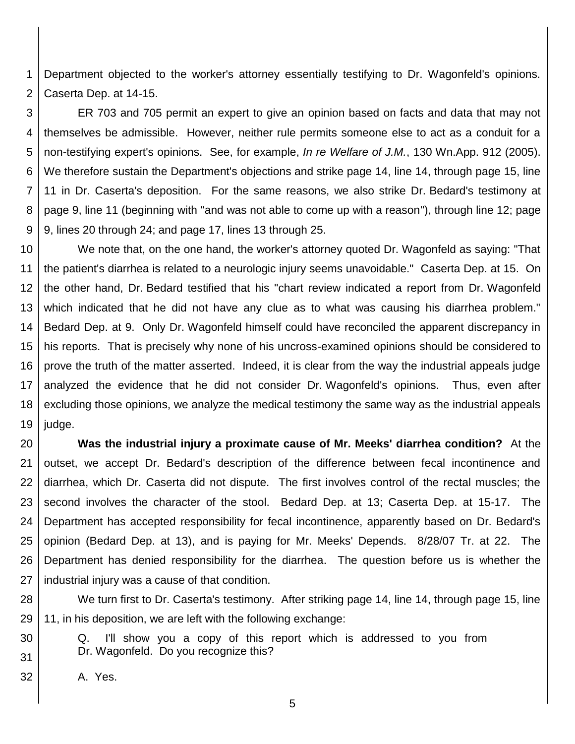Department objected to the worker's attorney essentially testifying to Dr. Wagonfeld's opinions. Caserta Dep. at 14-15.

ER 703 and 705 permit an expert to give an opinion based on facts and data that may not themselves be admissible. However, neither rule permits someone else to act as a conduit for a non-testifying expert's opinions. See, for example, *In re Welfare of J.M.*, 130 Wn.App. 912 (2005). We therefore sustain the Department's objections and strike page 14, line 14, through page 15, line 11 in Dr. Caserta's deposition. For the same reasons, we also strike Dr. Bedard's testimony at page 9, line 11 (beginning with "and was not able to come up with a reason"), through line 12; page 9, lines 20 through 24; and page 17, lines 13 through 25.

We note that, on the one hand, the worker's attorney quoted Dr. Wagonfeld as saying: "That the patient's diarrhea is related to a neurologic injury seems unavoidable." Caserta Dep. at 15. On the other hand, Dr. Bedard testified that his "chart review indicated a report from Dr. Wagonfeld which indicated that he did not have any clue as to what was causing his diarrhea problem." Bedard Dep. at 9. Only Dr. Wagonfeld himself could have reconciled the apparent discrepancy in his reports. That is precisely why none of his uncross-examined opinions should be considered to prove the truth of the matter asserted. Indeed, it is clear from the way the industrial appeals judge analyzed the evidence that he did not consider Dr. Wagonfeld's opinions. Thus, even after excluding those opinions, we analyze the medical testimony the same way as the industrial appeals judge.

**Was the industrial injury a proximate cause of Mr. Meeks' diarrhea condition?** At the outset, we accept Dr. Bedard's description of the difference between fecal incontinence and diarrhea, which Dr. Caserta did not dispute. The first involves control of the rectal muscles; the second involves the character of the stool. Bedard Dep. at 13; Caserta Dep. at 15-17. The Department has accepted responsibility for fecal incontinence, apparently based on Dr. Bedard's opinion (Bedard Dep. at 13), and is paying for Mr. Meeks' Depends. 8/28/07 Tr. at 22. The Department has denied responsibility for the diarrhea. The question before us is whether the industrial injury was a cause of that condition.

We turn first to Dr. Caserta's testimony. After striking page 14, line 14, through page 15, line 11, in his deposition, we are left with the following exchange:

> Q. I'll show you a copy of this report which is addressed to you from Dr. Wagonfeld. Do you recognize this?
>
> A. Yes.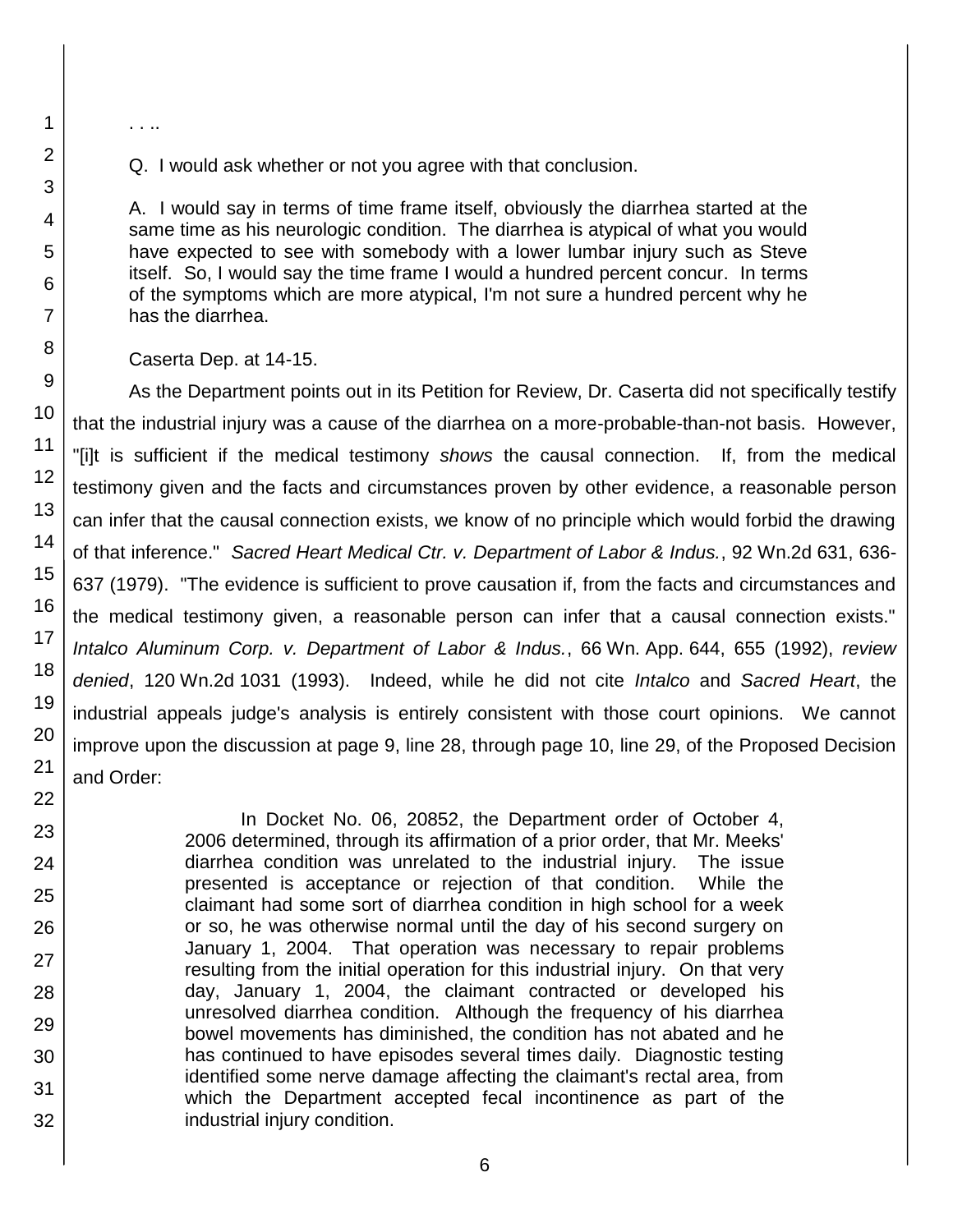. . ..

Q. I would ask whether or not you agree with that conclusion.

A. I would say in terms of time frame itself, obviously the diarrhea started at the same time as his neurologic condition. The diarrhea is atypical of what you would have expected to see with somebody with a lower lumbar injury such as Steve itself. So, I would say the time frame I would a hundred percent concur. In terms of the symptoms which are more atypical, I'm not sure a hundred percent why he has the diarrhea.

Caserta Dep. at 14-15.

As the Department points out in its Petition for Review, Dr. Caserta did not specifically testify that the industrial injury was a cause of the diarrhea on a more-probable-than-not basis. However, "[i]t is sufficient if the medical testimony *shows* the causal connection. If, from the medical testimony given and the facts and circumstances proven by other evidence, a reasonable person can infer that the causal connection exists, we know of no principle which would forbid the drawing of that inference." *Sacred Heart Medical Ctr. v. Department of Labor & Indus.*, 92 Wn.2d 631, 636-637 (1979). "The evidence is sufficient to prove causation if, from the facts and circumstances and the medical testimony given, a reasonable person can infer that a causal connection exists." *Intalco Aluminum Corp. v. Department of Labor & Indus.*, 66 Wn. App. 644, 655 (1992), *review denied*, 120 Wn.2d 1031 (1993). Indeed, while he did not cite *Intalco* and *Sacred Heart*, the industrial appeals judge's analysis is entirely consistent with those court opinions. We cannot improve upon the discussion at page 9, line 28, through page 10, line 29, of the Proposed Decision and Order:

> In Docket No. 06, 20852, the Department order of October 4, 2006 determined, through its affirmation of a prior order, that Mr. Meeks' diarrhea condition was unrelated to the industrial injury. The issue presented is acceptance or rejection of that condition. While the claimant had some sort of diarrhea condition in high school for a week or so, he was otherwise normal until the day of his second surgery on January 1, 2004. That operation was necessary to repair problems resulting from the initial operation for this industrial injury. On that very day, January 1, 2004, the claimant contracted or developed his unresolved diarrhea condition. Although the frequency of his diarrhea bowel movements has diminished, the condition has not abated and he has continued to have episodes several times daily. Diagnostic testing identified some nerve damage affecting the claimant's rectal area, from which the Department accepted fecal incontinence as part of the industrial injury condition.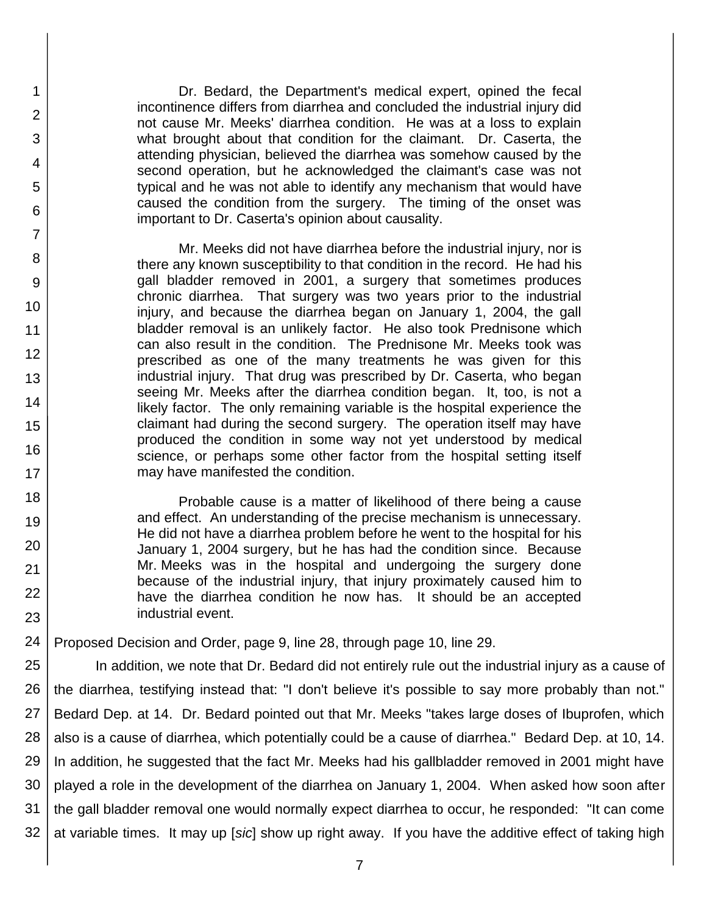> Dr. Bedard, the Department's medical expert, opined the fecal incontinence differs from diarrhea and concluded the industrial injury did not cause Mr. Meeks' diarrhea condition. He was at a loss to explain what brought about that condition for the claimant. Dr. Caserta, the attending physician, believed the diarrhea was somehow caused by the second operation, but he acknowledged the claimant's case was not typical and he was not able to identify any mechanism that would have caused the condition from the surgery. The timing of the onset was important to Dr. Caserta's opinion about causality.
>
> Mr. Meeks did not have diarrhea before the industrial injury, nor is there any known susceptibility to that condition in the record. He had his gall bladder removed in 2001, a surgery that sometimes produces chronic diarrhea. That surgery was two years prior to the industrial injury, and because the diarrhea began on January 1, 2004, the gall bladder removal is an unlikely factor. He also took Prednisone which can also result in the condition. The Prednisone Mr. Meeks took was prescribed as one of the many treatments he was given for this industrial injury. That drug was prescribed by Dr. Caserta, who began seeing Mr. Meeks after the diarrhea condition began. It, too, is not a likely factor. The only remaining variable is the hospital experience the claimant had during the second surgery. The operation itself may have produced the condition in some way not yet understood by medical science, or perhaps some other factor from the hospital setting itself may have manifested the condition.
>
> Probable cause is a matter of likelihood of there being a cause and effect. An understanding of the precise mechanism is unnecessary. He did not have a diarrhea problem before he went to the hospital for his January 1, 2004 surgery, but he has had the condition since. Because Mr. Meeks was in the hospital and undergoing the surgery done because of the industrial injury, that injury proximately caused him to have the diarrhea condition he now has. It should be an accepted industrial event.

Proposed Decision and Order, page 9, line 28, through page 10, line 29.

In addition, we note that Dr. Bedard did not entirely rule out the industrial injury as a cause of the diarrhea, testifying instead that: "I don't believe it's possible to say more probably than not." Bedard Dep. at 14. Dr. Bedard pointed out that Mr. Meeks "takes large doses of Ibuprofen, which also is a cause of diarrhea, which potentially could be a cause of diarrhea." Bedard Dep. at 10, 14. In addition, he suggested that the fact Mr. Meeks had his gallbladder removed in 2001 might have played a role in the development of the diarrhea on January 1, 2004. When asked how soon after the gall bladder removal one would normally expect diarrhea to occur, he responded: "It can come at variable times. It may up [*sic*] show up right away. If you have the additive effect of taking high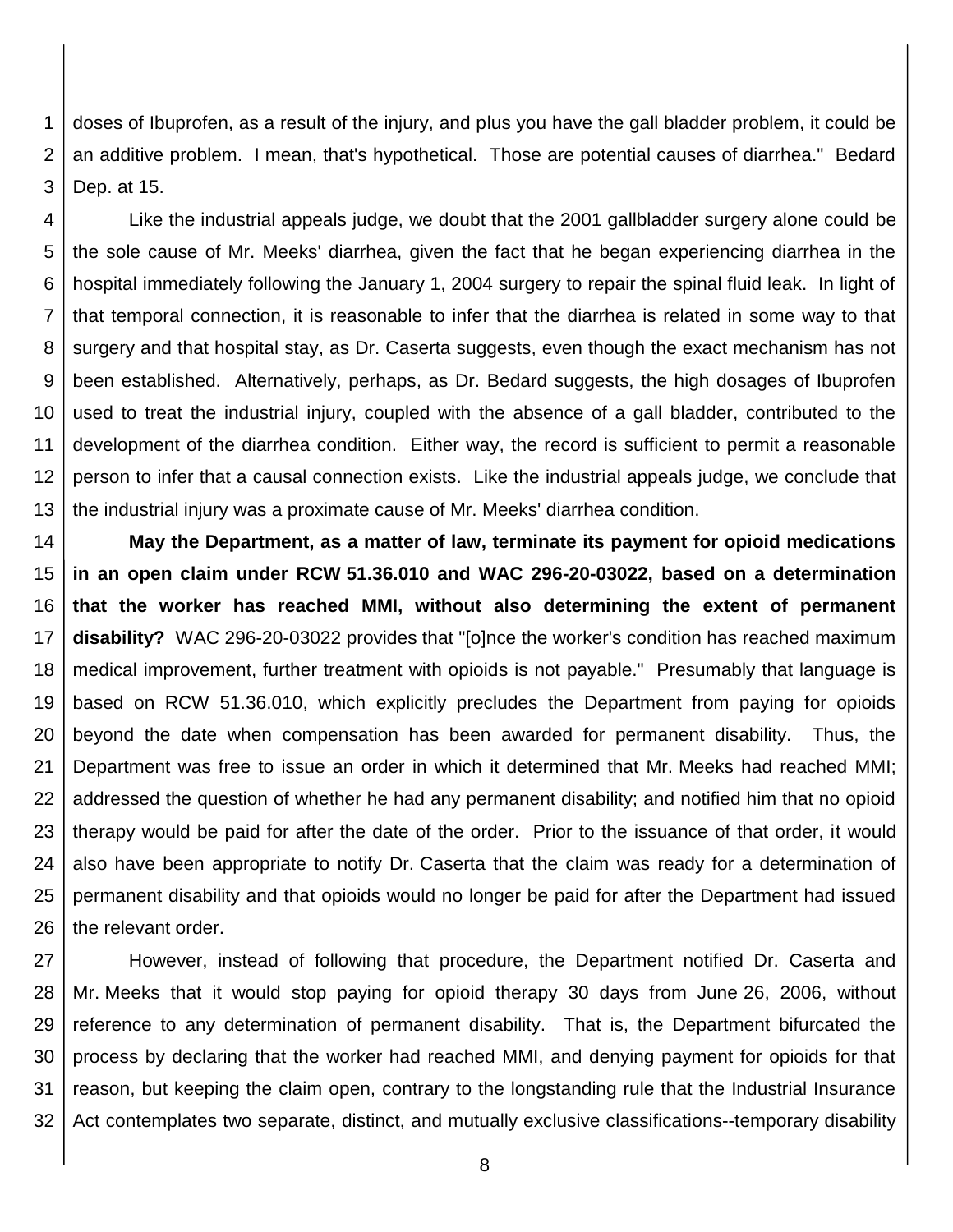doses of Ibuprofen, as a result of the injury, and plus you have the gall bladder problem, it could be an additive problem. I mean, that's hypothetical. Those are potential causes of diarrhea." Bedard Dep. at 15.

Like the industrial appeals judge, we doubt that the 2001 gallbladder surgery alone could be the sole cause of Mr. Meeks' diarrhea, given the fact that he began experiencing diarrhea in the hospital immediately following the January 1, 2004 surgery to repair the spinal fluid leak. In light of that temporal connection, it is reasonable to infer that the diarrhea is related in some way to that surgery and that hospital stay, as Dr. Caserta suggests, even though the exact mechanism has not been established. Alternatively, perhaps, as Dr. Bedard suggests, the high dosages of Ibuprofen used to treat the industrial injury, coupled with the absence of a gall bladder, contributed to the development of the diarrhea condition. Either way, the record is sufficient to permit a reasonable person to infer that a causal connection exists. Like the industrial appeals judge, we conclude that the industrial injury was a proximate cause of Mr. Meeks' diarrhea condition.

**May the Department, as a matter of law, terminate its payment for opioid medications in an open claim under RCW 51.36.010 and WAC 296-20-03022, based on a determination that the worker has reached MMI, without also determining the extent of permanent disability?** WAC 296-20-03022 provides that "[o]nce the worker's condition has reached maximum medical improvement, further treatment with opioids is not payable." Presumably that language is based on RCW 51.36.010, which explicitly precludes the Department from paying for opioids beyond the date when compensation has been awarded for permanent disability. Thus, the Department was free to issue an order in which it determined that Mr. Meeks had reached MMI; addressed the question of whether he had any permanent disability; and notified him that no opioid therapy would be paid for after the date of the order. Prior to the issuance of that order, it would also have been appropriate to notify Dr. Caserta that the claim was ready for a determination of permanent disability and that opioids would no longer be paid for after the Department had issued the relevant order.

However, instead of following that procedure, the Department notified Dr. Caserta and Mr. Meeks that it would stop paying for opioid therapy 30 days from June 26, 2006, without reference to any determination of permanent disability. That is, the Department bifurcated the process by declaring that the worker had reached MMI, and denying payment for opioids for that reason, but keeping the claim open, contrary to the longstanding rule that the Industrial Insurance Act contemplates two separate, distinct, and mutually exclusive classifications--temporary disability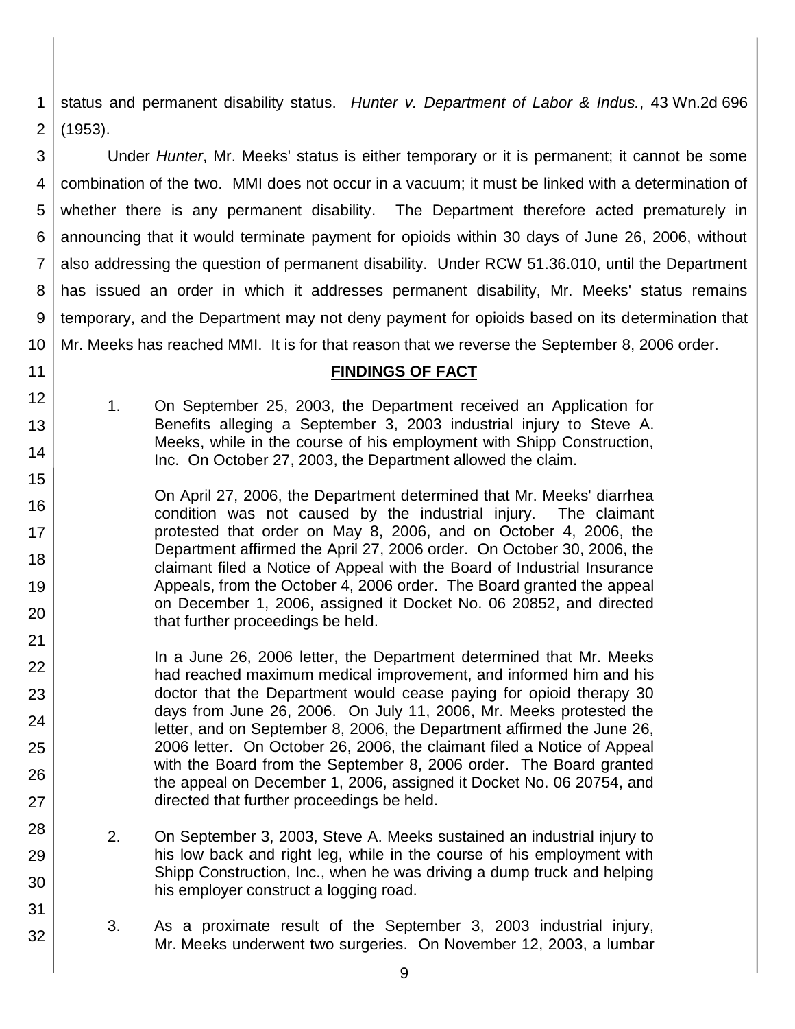status and permanent disability status. *Hunter v. Department of Labor & Indus.*, 43 Wn.2d 696 (1953).

Under *Hunter*, Mr. Meeks' status is either temporary or it is permanent; it cannot be some combination of the two. MMI does not occur in a vacuum; it must be linked with a determination of whether there is any permanent disability. The Department therefore acted prematurely in announcing that it would terminate payment for opioids within 30 days of June 26, 2006, without also addressing the question of permanent disability. Under RCW 51.36.010, until the Department has issued an order in which it addresses permanent disability, Mr. Meeks' status remains temporary, and the Department may not deny payment for opioids based on its determination that Mr. Meeks has reached MMI. It is for that reason that we reverse the September 8, 2006 order.

## FINDINGS OF FACT

1. On September 25, 2003, the Department received an Application for Benefits alleging a September 3, 2003 industrial injury to Steve A. Meeks, while in the course of his employment with Shipp Construction, Inc. On October 27, 2003, the Department allowed the claim.

   On April 27, 2006, the Department determined that Mr. Meeks' diarrhea condition was not caused by the industrial injury. The claimant protested that order on May 8, 2006, and on October 4, 2006, the Department affirmed the April 27, 2006 order. On October 30, 2006, the claimant filed a Notice of Appeal with the Board of Industrial Insurance Appeals, from the October 4, 2006 order. The Board granted the appeal on December 1, 2006, assigned it Docket No. 06 20852, and directed that further proceedings be held.

   In a June 26, 2006 letter, the Department determined that Mr. Meeks had reached maximum medical improvement, and informed him and his doctor that the Department would cease paying for opioid therapy 30 days from June 26, 2006. On July 11, 2006, Mr. Meeks protested the letter, and on September 8, 2006, the Department affirmed the June 26, 2006 letter. On October 26, 2006, the claimant filed a Notice of Appeal with the Board from the September 8, 2006 order. The Board granted the appeal on December 1, 2006, assigned it Docket No. 06 20754, and directed that further proceedings be held.

2. On September 3, 2003, Steve A. Meeks sustained an industrial injury to his low back and right leg, while in the course of his employment with Shipp Construction, Inc., when he was driving a dump truck and helping his employer construct a logging road.

3. As a proximate result of the September 3, 2003 industrial injury, Mr. Meeks underwent two surgeries. On November 12, 2003, a lumbar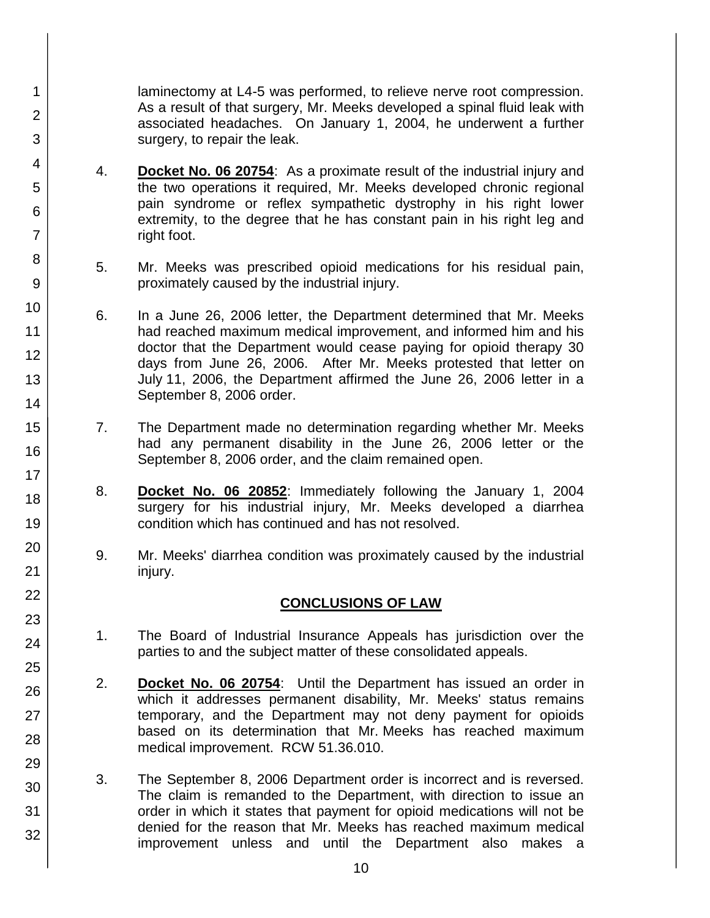laminectomy at L4-5 was performed, to relieve nerve root compression. As a result of that surgery, Mr. Meeks developed a spinal fluid leak with associated headaches. On January 1, 2004, he underwent a further surgery, to repair the leak.

4. **Docket No. 06 20754**: As a proximate result of the industrial injury and the two operations it required, Mr. Meeks developed chronic regional pain syndrome or reflex sympathetic dystrophy in his right lower extremity, to the degree that he has constant pain in his right leg and right foot.

5. Mr. Meeks was prescribed opioid medications for his residual pain, proximately caused by the industrial injury.

6. In a June 26, 2006 letter, the Department determined that Mr. Meeks had reached maximum medical improvement, and informed him and his doctor that the Department would cease paying for opioid therapy 30 days from June 26, 2006. After Mr. Meeks protested that letter on July 11, 2006, the Department affirmed the June 26, 2006 letter in a September 8, 2006 order.

7. The Department made no determination regarding whether Mr. Meeks had any permanent disability in the June 26, 2006 letter or the September 8, 2006 order, and the claim remained open.

8. **Docket No. 06 20852**: Immediately following the January 1, 2004 surgery for his industrial injury, Mr. Meeks developed a diarrhea condition which has continued and has not resolved.

9. Mr. Meeks' diarrhea condition was proximately caused by the industrial injury.

## CONCLUSIONS OF LAW

1. The Board of Industrial Insurance Appeals has jurisdiction over the parties to and the subject matter of these consolidated appeals.

2. **Docket No. 06 20754**: Until the Department has issued an order in which it addresses permanent disability, Mr. Meeks' status remains temporary, and the Department may not deny payment for opioids based on its determination that Mr. Meeks has reached maximum medical improvement. RCW 51.36.010.

3. The September 8, 2006 Department order is incorrect and is reversed. The claim is remanded to the Department, with direction to issue an order in which it states that payment for opioid medications will not be denied for the reason that Mr. Meeks has reached maximum medical improvement unless and until the Department also makes a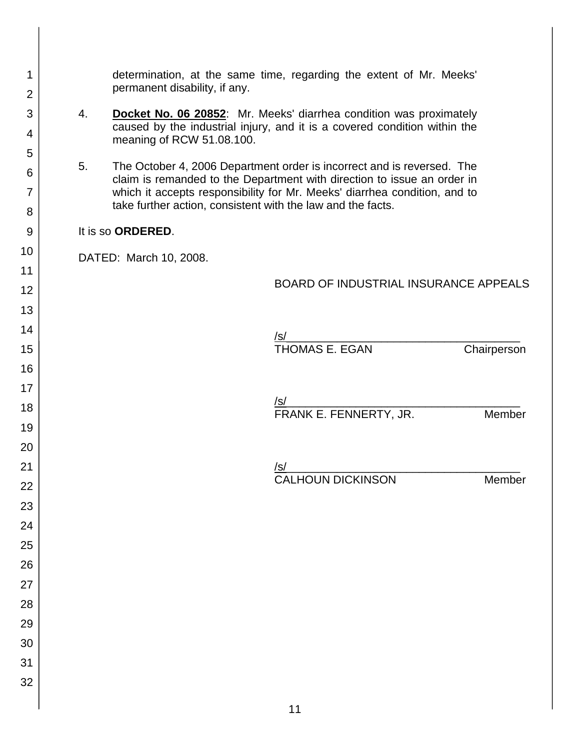determination, at the same time, regarding the extent of Mr. Meeks' permanent disability, if any.

4. **Docket No. 06 20852**: Mr. Meeks' diarrhea condition was proximately caused by the industrial injury, and it is a covered condition within the meaning of RCW 51.08.100.

5. The October 4, 2006 Department order is incorrect and is reversed. The claim is remanded to the Department with direction to issue an order in which it accepts responsibility for Mr. Meeks' diarrhea condition, and to take further action, consistent with the law and the facts.

It is so **ORDERED**.

DATED: March 10, 2008.

BOARD OF INDUSTRIAL INSURANCE APPEALS

/s/
THOMAS E. EGAN Chairperson

/s/
FRANK E. FENNERTY, JR. Member

/s/
CALHOUN DICKINSON Member